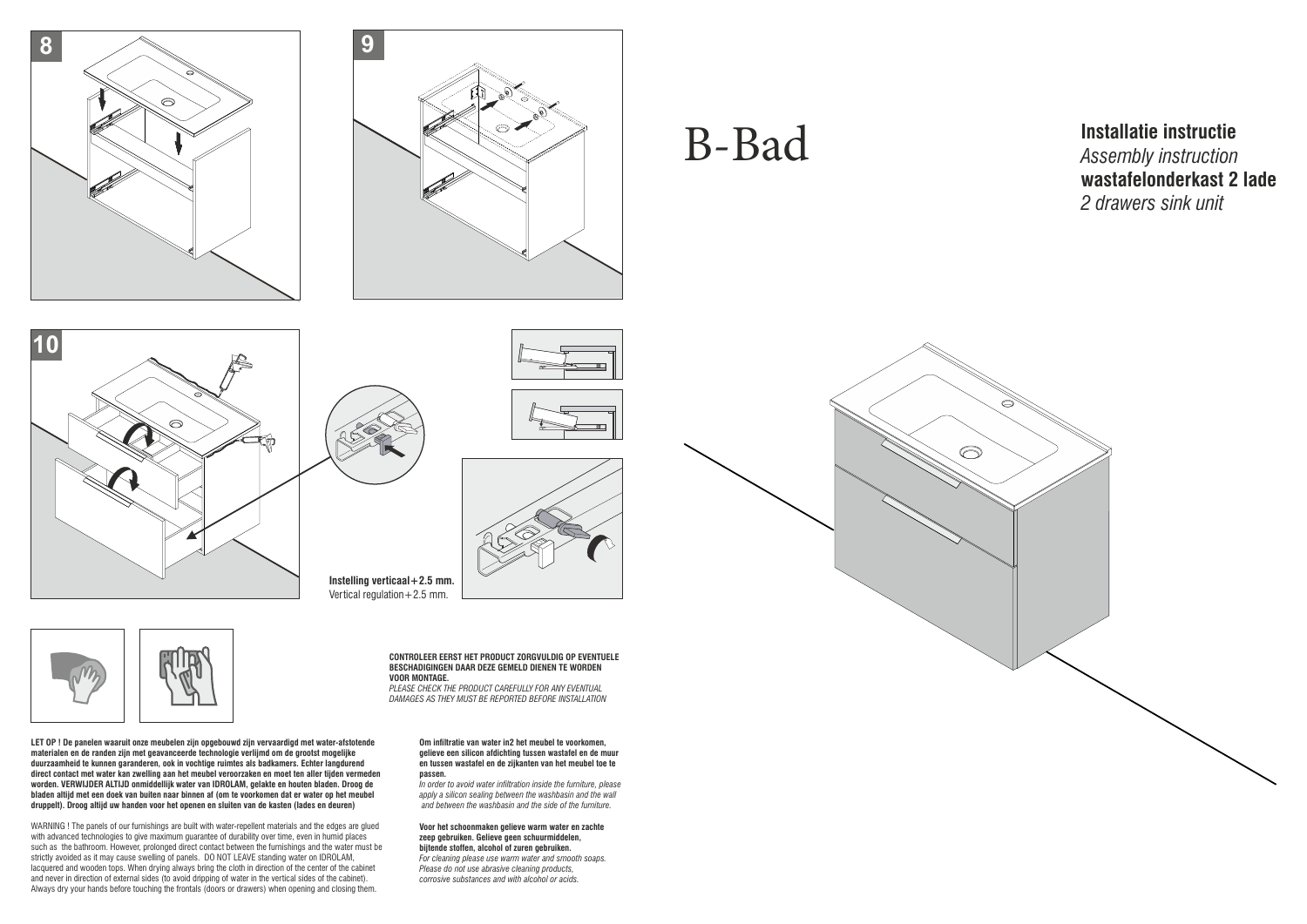# B-Bad

**Installatie instructie**
*Assembly instruction*
**wastafelonderkast 2 lade**
*2 drawers sink unit*

8

9

10

**Instelling verticaal+2.5 mm.**
Vertical regulation+2.5 mm.

**CONTROLEER EERST HET PRODUCT ZORGVULDIG OP EVENTUELE BESCHADIGINGEN DAAR DEZE GEMELD DIENEN TE WORDEN VOOR MONTAGE.**
*PLEASE CHECK THE PRODUCT CAREFULLY FOR ANY EVENTUAL DAMAGES AS THEY MUST BE REPORTED BEFORE INSTALLATION*

**LET OP ! De panelen waaruit onze meubelen zijn opgebouwd zijn vervaardigd met water-afstotende materialen en de randen zijn met geavanceerde technologie verlijmd om de grootst mogelijke duurzaamheid te kunnen garanderen, ook in vochtige ruimtes als badkamers. Echter langdurend direct contact met water kan zwelling aan het meubel veroorzaken en moet ten aller tijden vermeden worden. VERWIJDER ALTIJD onmiddellijk water van IDROLAM, gelakte en houten bladen. Droog de bladen altijd met een doek van buiten naar binnen af (om te voorkomen dat er water op het meubel druppelt). Droog altijd uw handen voor het openen en sluiten van de kasten (lades en deuren)**

WARNING ! The panels of our furnishings are built with water-repellent materials and the edges are glued with advanced technologies to give maximum guarantee of durability over time, even in humid places such as the bathroom. However, prolonged direct contact between the furnishings and the water must be strictly avoided as it may cause swelling of panels. DO NOT LEAVE standing water on IDROLAM, lacquered and wooden tops. When drying always bring the cloth in direction of the center of the cabinet and never in direction of external sides (to avoid dripping of water in the vertical sides of the cabinet). Always dry your hands before touching the frontals (doors or drawers) when opening and closing them.

**Om infiltratie van water in2 het meubel te voorkomen, gelieve een silicon afdichting tussen wastafel en de muur en tussen wastafel en de zijkanten van het meubel toe te passen.**
*In order to avoid water infiltration inside the furniture, please apply a silicon sealing between the washbasin and the wall and between the washbasin and the side of the furniture.*

**Voor het schoonmaken gelieve warm water en zachte zeep gebruiken. Gelieve geen schuurmiddelen, bijtende stoffen, alcohol of zuren gebruiken.**
*For cleaning please use warm water and smooth soaps. Please do not use abrasive cleaning products, corrosive substances and with alcohol or acids.*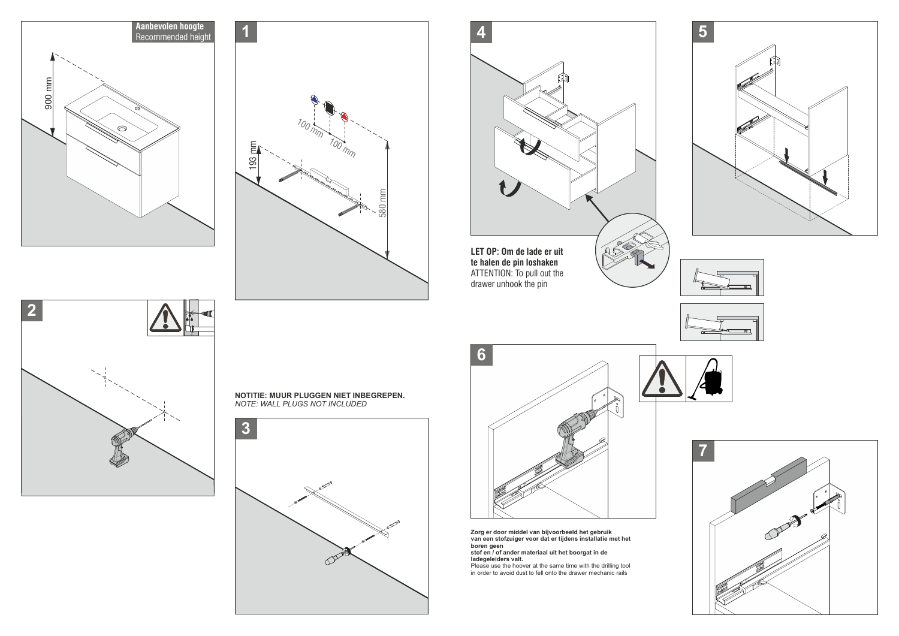**Aanbevolen hoogte**
Recommended height

900 mm

1

100 mm

100 mm

193 mm

580 mm

2

**NOTITIE: MUUR PLUGGEN NIET INBEGREPEN.**
*NOTE: WALL PLUGS NOT INCLUDED*

3

4

**LET OP: Om de lade er uit te halen de pin loshaken**
ATTENTION: To pull out the drawer unhook the pin

5

6

**Zorg er door middel van bijvoorbeeld het gebruik van een stofzuiger voor dat er tijdens installatie met het boren geen stof en / of ander materiaal uit het boorgat in de ladegeleiders valt.**
Please use the hoover at the same time with the drilling tool in order to avoid dust to fell onto the drawer mechanic rails

7